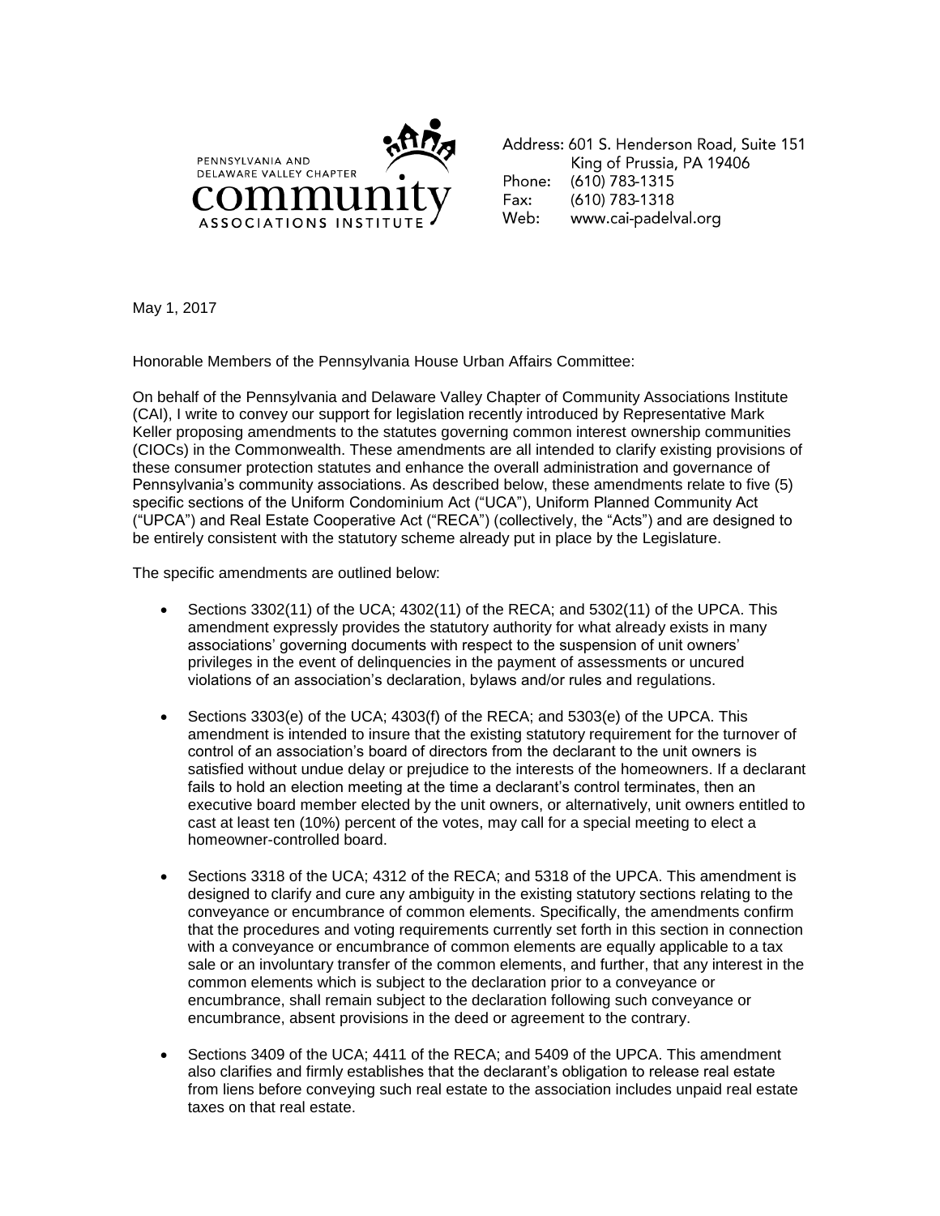PENNSYLVANIA AND DELAWARE VALLEY CHAPTER
community
ASSOCIATIONS INSTITUTE

Address: 601 S. Henderson Road, Suite 151
King of Prussia, PA 19406
Phone: (610) 783-1315
Fax: (610) 783-1318
Web: www.cai-padelval.org

May 1, 2017

Honorable Members of the Pennsylvania House Urban Affairs Committee:

On behalf of the Pennsylvania and Delaware Valley Chapter of Community Associations Institute (CAI), I write to convey our support for legislation recently introduced by Representative Mark Keller proposing amendments to the statutes governing common interest ownership communities (CIOCs) in the Commonwealth. These amendments are all intended to clarify existing provisions of these consumer protection statutes and enhance the overall administration and governance of Pennsylvania's community associations. As described below, these amendments relate to five (5) specific sections of the Uniform Condominium Act ("UCA"), Uniform Planned Community Act ("UPCA") and Real Estate Cooperative Act ("RECA") (collectively, the "Acts") and are designed to be entirely consistent with the statutory scheme already put in place by the Legislature.

The specific amendments are outlined below:

- Sections 3302(11) of the UCA; 4302(11) of the RECA; and 5302(11) of the UPCA. This amendment expressly provides the statutory authority for what already exists in many associations' governing documents with respect to the suspension of unit owners' privileges in the event of delinquencies in the payment of assessments or uncured violations of an association's declaration, bylaws and/or rules and regulations.

- Sections 3303(e) of the UCA; 4303(f) of the RECA; and 5303(e) of the UPCA. This amendment is intended to insure that the existing statutory requirement for the turnover of control of an association's board of directors from the declarant to the unit owners is satisfied without undue delay or prejudice to the interests of the homeowners. If a declarant fails to hold an election meeting at the time a declarant's control terminates, then an executive board member elected by the unit owners, or alternatively, unit owners entitled to cast at least ten (10%) percent of the votes, may call for a special meeting to elect a homeowner-controlled board.

- Sections 3318 of the UCA; 4312 of the RECA; and 5318 of the UPCA. This amendment is designed to clarify and cure any ambiguity in the existing statutory sections relating to the conveyance or encumbrance of common elements. Specifically, the amendments confirm that the procedures and voting requirements currently set forth in this section in connection with a conveyance or encumbrance of common elements are equally applicable to a tax sale or an involuntary transfer of the common elements, and further, that any interest in the common elements which is subject to the declaration prior to a conveyance or encumbrance, shall remain subject to the declaration following such conveyance or encumbrance, absent provisions in the deed or agreement to the contrary.

- Sections 3409 of the UCA; 4411 of the RECA; and 5409 of the UPCA. This amendment also clarifies and firmly establishes that the declarant's obligation to release real estate from liens before conveying such real estate to the association includes unpaid real estate taxes on that real estate.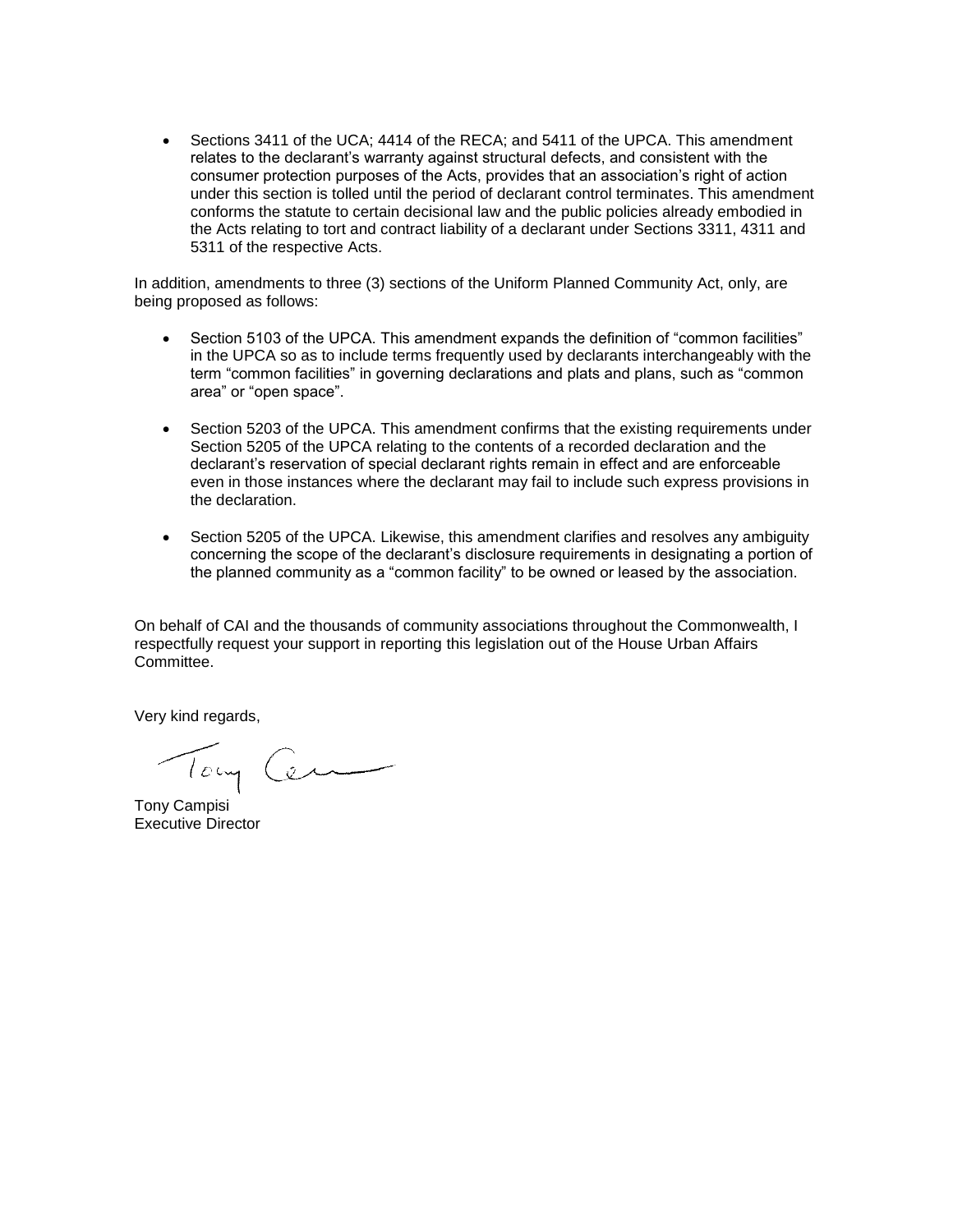- Sections 3411 of the UCA; 4414 of the RECA; and 5411 of the UPCA. This amendment relates to the declarant's warranty against structural defects, and consistent with the consumer protection purposes of the Acts, provides that an association's right of action under this section is tolled until the period of declarant control terminates. This amendment conforms the statute to certain decisional law and the public policies already embodied in the Acts relating to tort and contract liability of a declarant under Sections 3311, 4311 and 5311 of the respective Acts.

In addition, amendments to three (3) sections of the Uniform Planned Community Act, only, are being proposed as follows:

- Section 5103 of the UPCA. This amendment expands the definition of "common facilities" in the UPCA so as to include terms frequently used by declarants interchangeably with the term "common facilities" in governing declarations and plats and plans, such as "common area" or "open space".

- Section 5203 of the UPCA. This amendment confirms that the existing requirements under Section 5205 of the UPCA relating to the contents of a recorded declaration and the declarant's reservation of special declarant rights remain in effect and are enforceable even in those instances where the declarant may fail to include such express provisions in the declaration.

- Section 5205 of the UPCA. Likewise, this amendment clarifies and resolves any ambiguity concerning the scope of the declarant's disclosure requirements in designating a portion of the planned community as a "common facility" to be owned or leased by the association.

On behalf of CAI and the thousands of community associations throughout the Commonwealth, I respectfully request your support in reporting this legislation out of the House Urban Affairs Committee.

Very kind regards,

Tony Campisi
Executive Director